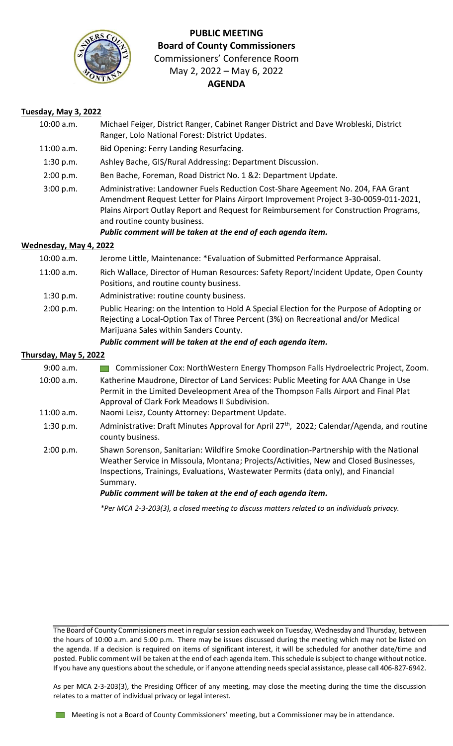# PUBLIC MEETING

## Board of County Commissioners

Commissioners' Conference Room

May 2, 2022 – May 6, 2022

**AGENDA**

**Tuesday, May 3, 2022**

| | |
|---|---|
| 10:00 a.m. | Michael Feiger, District Ranger, Cabinet Ranger District and Dave Wrobleski, District Ranger, Lolo National Forest: District Updates. |
| 11:00 a.m. | Bid Opening: Ferry Landing Resurfacing. |
| 1:30 p.m. | Ashley Bache, GIS/Rural Addressing: Department Discussion. |
| 2:00 p.m. | Ben Bache, Foreman, Road District No. 1 &2: Department Update. |
| 3:00 p.m. | Administrative: Landowner Fuels Reduction Cost-Share Ageement No. 204, FAA Grant Amendment Request Letter for Plains Airport Improvement Project 3-30-0059-011-2021, Plains Airport Outlay Report and Request for Reimbursement for Construction Programs, and routine county business. |

***Public comment will be taken at the end of each agenda item.***

**Wednesday, May 4, 2022**

| | |
|---|---|
| 10:00 a.m. | Jerome Little, Maintenance: *Evaluation of Submitted Performance Appraisal. |
| 11:00 a.m. | Rich Wallace, Director of Human Resources: Safety Report/Incident Update, Open County Positions, and routine county business. |
| 1:30 p.m. | Administrative: routine county business. |
| 2:00 p.m. | Public Hearing: on the Intention to Hold A Special Election for the Purpose of Adopting or Rejecting a Local-Option Tax of Three Percent (3%) on Recreational and/or Medical Marijuana Sales within Sanders County. |

***Public comment will be taken at the end of each agenda item.***

**Thursday, May 5, 2022**

| | |
|---|---|
| 9:00 a.m. | ■ Commissioner Cox: NorthWestern Energy Thompson Falls Hydroelectric Project, Zoom. |
| 10:00 a.m. | Katherine Maudrone, Director of Land Services: Public Meeting for AAA Change in Use Permit in the Limited Develeopment Area of the Thompson Falls Airport and Final Plat Approval of Clark Fork Meadows II Subdivision. |
| 11:00 a.m. | Naomi Leisz, County Attorney: Department Update. |
| 1:30 p.m. | Administrative: Draft Minutes Approval for April 27th, 2022; Calendar/Agenda, and routine county business. |
| 2:00 p.m. | Shawn Sorenson, Sanitarian: Wildfire Smoke Coordination-Partnership with the National Weather Service in Missoula, Montana; Projects/Activities, New and Closed Businesses, Inspections, Trainings, Evaluations, Wastewater Permits (data only), and Financial Summary. |

***Public comment will be taken at the end of each agenda item.***

*\*Per MCA 2-3-203(3), a closed meeting to discuss matters related to an individuals privacy.*

The Board of County Commissioners meet in regular session each week on Tuesday, Wednesday and Thursday, between the hours of 10:00 a.m. and 5:00 p.m. There may be issues discussed during the meeting which may not be listed on the agenda. If a decision is required on items of significant interest, it will be scheduled for another date/time and posted. Public comment will be taken at the end of each agenda item. This schedule is subject to change without notice. If you have any questions about the schedule, or if anyone attending needs special assistance, please call 406-827-6942.

As per MCA 2-3-203(3), the Presiding Officer of any meeting, may close the meeting during the time the discussion relates to a matter of individual privacy or legal interest.

■ Meeting is not a Board of County Commissioners' meeting, but a Commissioner may be in attendance.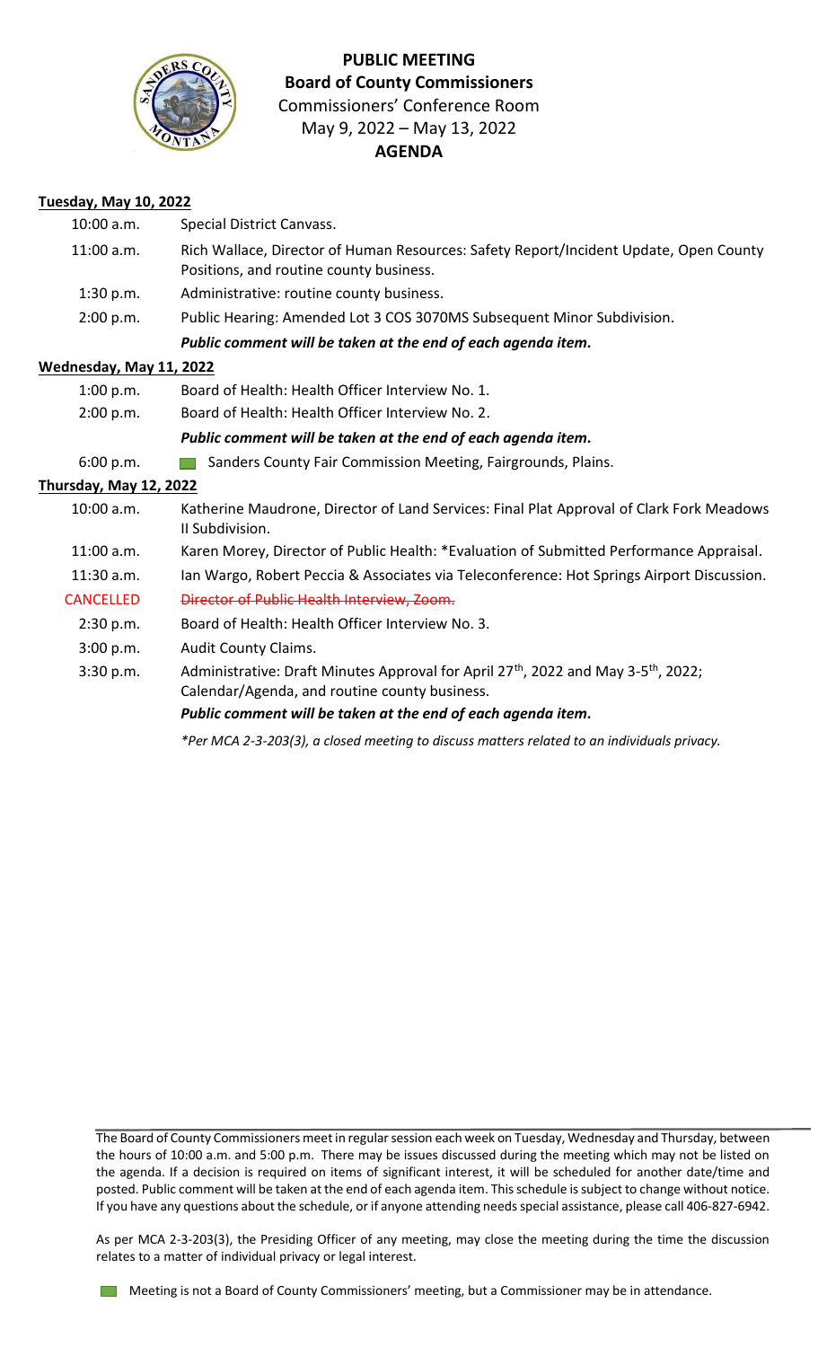# PUBLIC MEETING
## Board of County Commissioners
Commissioners' Conference Room
May 9, 2022 – May 13, 2022
**AGENDA**

**Tuesday, May 10, 2022**

| | |
|---|---|
| 10:00 a.m. | Special District Canvass. |
| 11:00 a.m. | Rich Wallace, Director of Human Resources: Safety Report/Incident Update, Open County Positions, and routine county business. |
| 1:30 p.m. | Administrative: routine county business. |
| 2:00 p.m. | Public Hearing: Amended Lot 3 COS 3070MS Subsequent Minor Subdivision. |
| | ***Public comment will be taken at the end of each agenda item.*** |

**Wednesday, May 11, 2022**

| | |
|---|---|
| 1:00 p.m. | Board of Health: Health Officer Interview No. 1. |
| 2:00 p.m. | Board of Health: Health Officer Interview No. 2. |
| | ***Public comment will be taken at the end of each agenda item.*** |
| 6:00 p.m. | Sanders County Fair Commission Meeting, Fairgrounds, Plains. |

**Thursday, May 12, 2022**

| | |
|---|---|
| 10:00 a.m. | Katherine Maudrone, Director of Land Services: Final Plat Approval of Clark Fork Meadows II Subdivision. |
| 11:00 a.m. | Karen Morey, Director of Public Health: *Evaluation of Submitted Performance Appraisal. |
| 11:30 a.m. | Ian Wargo, Robert Peccia & Associates via Teleconference: Hot Springs Airport Discussion. |
| CANCELLED | ~~Director of Public Health Interview, Zoom.~~ |
| 2:30 p.m. | Board of Health: Health Officer Interview No. 3. |
| 3:00 p.m. | Audit County Claims. |
| 3:30 p.m. | Administrative: Draft Minutes Approval for April 27th, 2022 and May 3-5th, 2022; Calendar/Agenda, and routine county business. |
| | ***Public comment will be taken at the end of each agenda item.*** |

*\*Per MCA 2-3-203(3), a closed meeting to discuss matters related to an individuals privacy.*

The Board of County Commissioners meet in regular session each week on Tuesday, Wednesday and Thursday, between the hours of 10:00 a.m. and 5:00 p.m. There may be issues discussed during the meeting which may not be listed on the agenda. If a decision is required on items of significant interest, it will be scheduled for another date/time and posted. Public comment will be taken at the end of each agenda item. This schedule is subject to change without notice. If you have any questions about the schedule, or if anyone attending needs special assistance, please call 406-827-6942.

As per MCA 2-3-203(3), the Presiding Officer of any meeting, may close the meeting during the time the discussion relates to a matter of individual privacy or legal interest.

Meeting is not a Board of County Commissioners' meeting, but a Commissioner may be in attendance.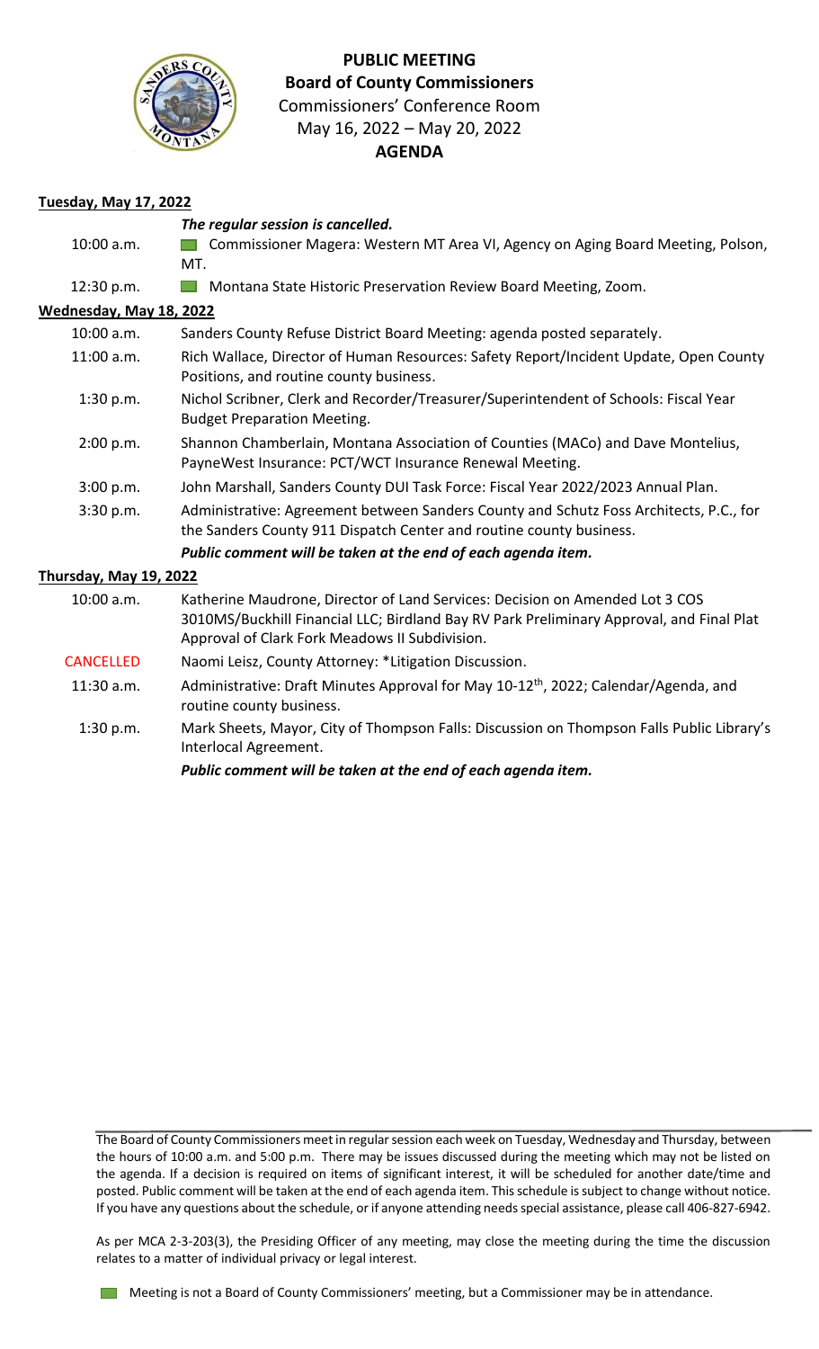**PUBLIC MEETING**
**Board of County Commissioners**
Commissioners' Conference Room
May 16, 2022 – May 20, 2022
**AGENDA**

**Tuesday, May 17, 2022**

| | |
|---|---|
| | ***The regular session is cancelled.*** |
| 10:00 a.m. | ■ Commissioner Magera: Western MT Area VI, Agency on Aging Board Meeting, Polson, MT. |
| 12:30 p.m. | ■ Montana State Historic Preservation Review Board Meeting, Zoom. |

**Wednesday, May 18, 2022**

| | |
|---|---|
| 10:00 a.m. | Sanders County Refuse District Board Meeting: agenda posted separately. |
| 11:00 a.m. | Rich Wallace, Director of Human Resources: Safety Report/Incident Update, Open County Positions, and routine county business. |
| 1:30 p.m. | Nichol Scribner, Clerk and Recorder/Treasurer/Superintendent of Schools: Fiscal Year Budget Preparation Meeting. |
| 2:00 p.m. | Shannon Chamberlain, Montana Association of Counties (MACo) and Dave Montelius, PayneWest Insurance: PCT/WCT Insurance Renewal Meeting. |
| 3:00 p.m. | John Marshall, Sanders County DUI Task Force: Fiscal Year 2022/2023 Annual Plan. |
| 3:30 p.m. | Administrative: Agreement between Sanders County and Schutz Foss Architects, P.C., for the Sanders County 911 Dispatch Center and routine county business. |
| | ***Public comment will be taken at the end of each agenda item.*** |

**Thursday, May 19, 2022**

| | |
|---|---|
| 10:00 a.m. | Katherine Maudrone, Director of Land Services: Decision on Amended Lot 3 COS 3010MS/Buckhill Financial LLC; Birdland Bay RV Park Preliminary Approval, and Final Plat Approval of Clark Fork Meadows II Subdivision. |
| CANCELLED | Naomi Leisz, County Attorney: *Litigation Discussion. |
| 11:30 a.m. | Administrative: Draft Minutes Approval for May 10-12th, 2022; Calendar/Agenda, and routine county business. |
| 1:30 p.m. | Mark Sheets, Mayor, City of Thompson Falls: Discussion on Thompson Falls Public Library's Interlocal Agreement. |
| | ***Public comment will be taken at the end of each agenda item.*** |

The Board of County Commissioners meet in regular session each week on Tuesday, Wednesday and Thursday, between the hours of 10:00 a.m. and 5:00 p.m. There may be issues discussed during the meeting which may not be listed on the agenda. If a decision is required on items of significant interest, it will be scheduled for another date/time and posted. Public comment will be taken at the end of each agenda item. This schedule is subject to change without notice. If you have any questions about the schedule, or if anyone attending needs special assistance, please call 406-827-6942.

As per MCA 2-3-203(3), the Presiding Officer of any meeting, may close the meeting during the time the discussion relates to a matter of individual privacy or legal interest.

■ Meeting is not a Board of County Commissioners' meeting, but a Commissioner may be in attendance.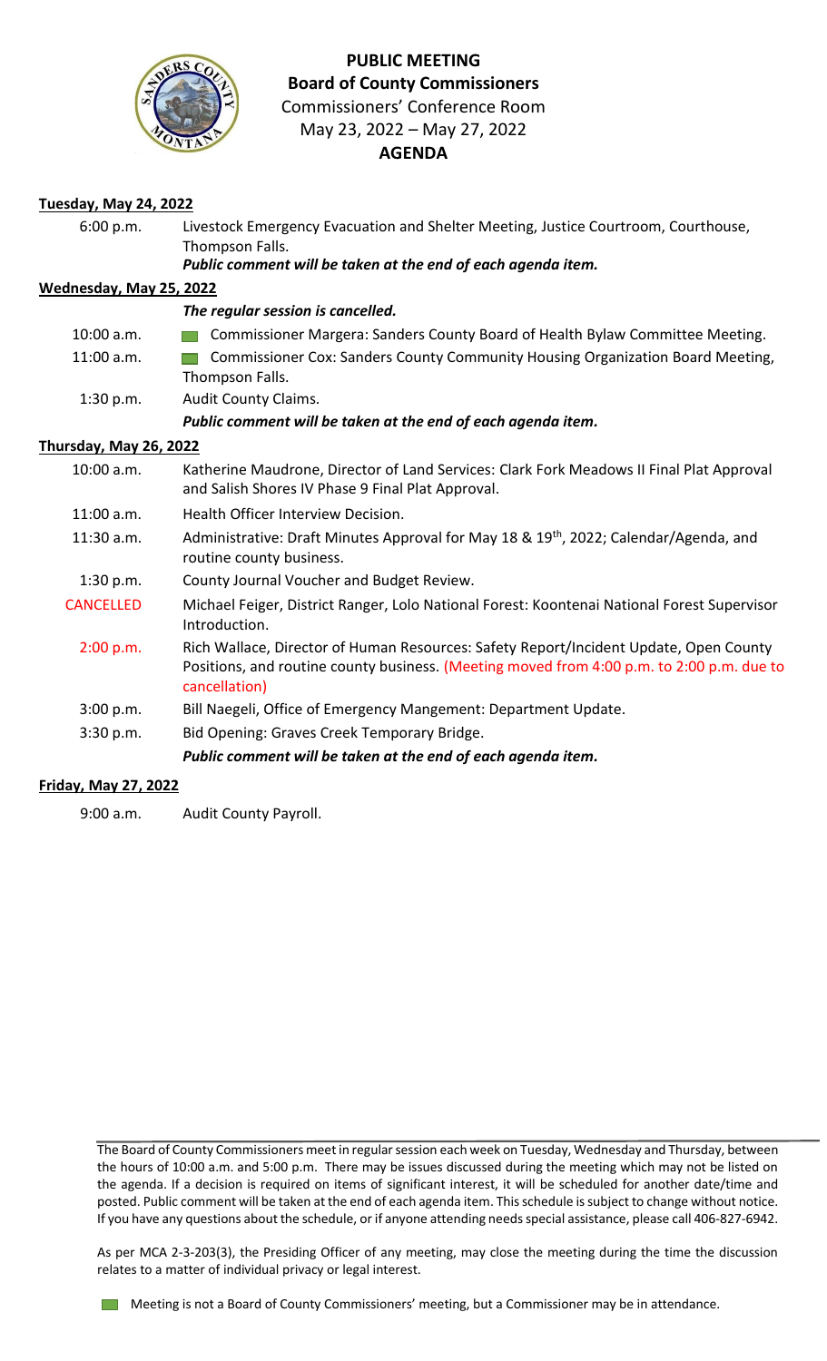**PUBLIC MEETING**
**Board of County Commissioners**
Commissioners' Conference Room
May 23, 2022 – May 27, 2022
**AGENDA**

**Tuesday, May 24, 2022**

| | |
|---|---|
| 6:00 p.m. | Livestock Emergency Evacuation and Shelter Meeting, Justice Courtroom, Courthouse, Thompson Falls. |
| | ***Public comment will be taken at the end of each agenda item.*** |

**Wednesday, May 25, 2022**

| | |
|---|---|
| | ***The regular session is cancelled.*** |
| 10:00 a.m. | Commissioner Margera: Sanders County Board of Health Bylaw Committee Meeting. |
| 11:00 a.m. | Commissioner Cox: Sanders County Community Housing Organization Board Meeting, Thompson Falls. |
| 1:30 p.m. | Audit County Claims. |
| | ***Public comment will be taken at the end of each agenda item.*** |

**Thursday, May 26, 2022**

| | |
|---|---|
| 10:00 a.m. | Katherine Maudrone, Director of Land Services: Clark Fork Meadows II Final Plat Approval and Salish Shores IV Phase 9 Final Plat Approval. |
| 11:00 a.m. | Health Officer Interview Decision. |
| 11:30 a.m. | Administrative: Draft Minutes Approval for May 18 & 19th, 2022; Calendar/Agenda, and routine county business. |
| 1:30 p.m. | County Journal Voucher and Budget Review. |
| CANCELLED | Michael Feiger, District Ranger, Lolo National Forest: Koontenai National Forest Supervisor Introduction. |
| 2:00 p.m. | Rich Wallace, Director of Human Resources: Safety Report/Incident Update, Open County Positions, and routine county business. (Meeting moved from 4:00 p.m. to 2:00 p.m. due to cancellation) |
| 3:00 p.m. | Bill Naegeli, Office of Emergency Mangement: Department Update. |
| 3:30 p.m. | Bid Opening: Graves Creek Temporary Bridge. |
| | ***Public comment will be taken at the end of each agenda item.*** |

**Friday, May 27, 2022**

| | |
|---|---|
| 9:00 a.m. | Audit County Payroll. |

The Board of County Commissioners meet in regular session each week on Tuesday, Wednesday and Thursday, between the hours of 10:00 a.m. and 5:00 p.m. There may be issues discussed during the meeting which may not be listed on the agenda. If a decision is required on items of significant interest, it will be scheduled for another date/time and posted. Public comment will be taken at the end of each agenda item. This schedule is subject to change without notice. If you have any questions about the schedule, or if anyone attending needs special assistance, please call 406-827-6942.

As per MCA 2-3-203(3), the Presiding Officer of any meeting, may close the meeting during the time the discussion relates to a matter of individual privacy or legal interest.

Meeting is not a Board of County Commissioners' meeting, but a Commissioner may be in attendance.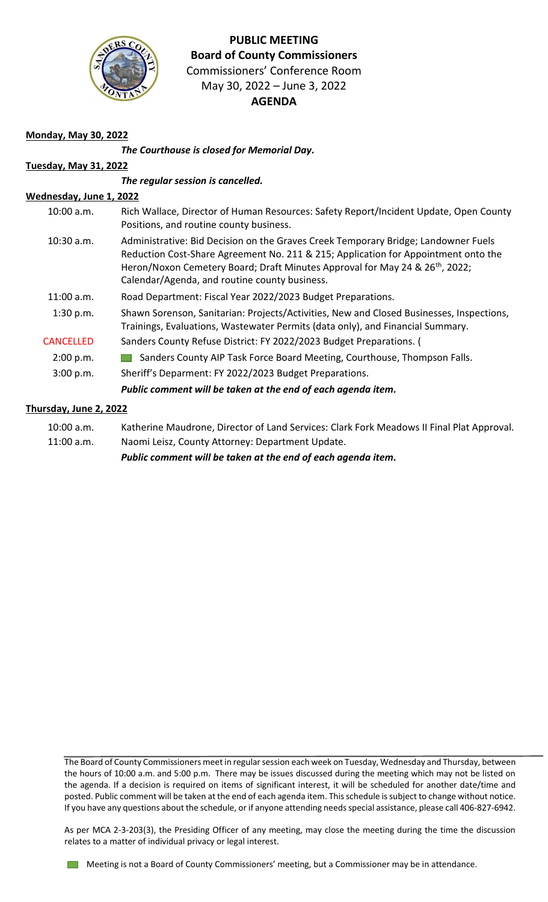# PUBLIC MEETING

## Board of County Commissioners

Commissioners' Conference Room

May 30, 2022 – June 3, 2022

**AGENDA**

**Monday, May 30, 2022**

***The Courthouse is closed for Memorial Day.***

**Tuesday, May 31, 2022**

***The regular session is cancelled.***

**Wednesday, June 1, 2022**

| | |
|---|---|
| 10:00 a.m. | Rich Wallace, Director of Human Resources: Safety Report/Incident Update, Open County Positions, and routine county business. |
| 10:30 a.m. | Administrative: Bid Decision on the Graves Creek Temporary Bridge; Landowner Fuels Reduction Cost-Share Agreement No. 211 & 215; Application for Appointment onto the Heron/Noxon Cemetery Board; Draft Minutes Approval for May 24 & 26th, 2022; Calendar/Agenda, and routine county business. |
| 11:00 a.m. | Road Department: Fiscal Year 2022/2023 Budget Preparations. |
| 1:30 p.m. | Shawn Sorenson, Sanitarian: Projects/Activities, New and Closed Businesses, Inspections, Trainings, Evaluations, Wastewater Permits (data only), and Financial Summary. |
| CANCELLED | Sanders County Refuse District: FY 2022/2023 Budget Preparations. ( |
| 2:00 p.m. | Sanders County AIP Task Force Board Meeting, Courthouse, Thompson Falls. |
| 3:00 p.m. | Sheriff's Deparment: FY 2022/2023 Budget Preparations. |

***Public comment will be taken at the end of each agenda item.***

**Thursday, June 2, 2022**

| | |
|---|---|
| 10:00 a.m. | Katherine Maudrone, Director of Land Services: Clark Fork Meadows II Final Plat Approval. |
| 11:00 a.m. | Naomi Leisz, County Attorney: Department Update. |

***Public comment will be taken at the end of each agenda item.***

The Board of County Commissioners meet in regular session each week on Tuesday, Wednesday and Thursday, between the hours of 10:00 a.m. and 5:00 p.m. There may be issues discussed during the meeting which may not be listed on the agenda. If a decision is required on items of significant interest, it will be scheduled for another date/time and posted. Public comment will be taken at the end of each agenda item. This schedule is subject to change without notice. If you have any questions about the schedule, or if anyone attending needs special assistance, please call 406-827-6942.

As per MCA 2-3-203(3), the Presiding Officer of any meeting, may close the meeting during the time the discussion relates to a matter of individual privacy or legal interest.

Meeting is not a Board of County Commissioners' meeting, but a Commissioner may be in attendance.